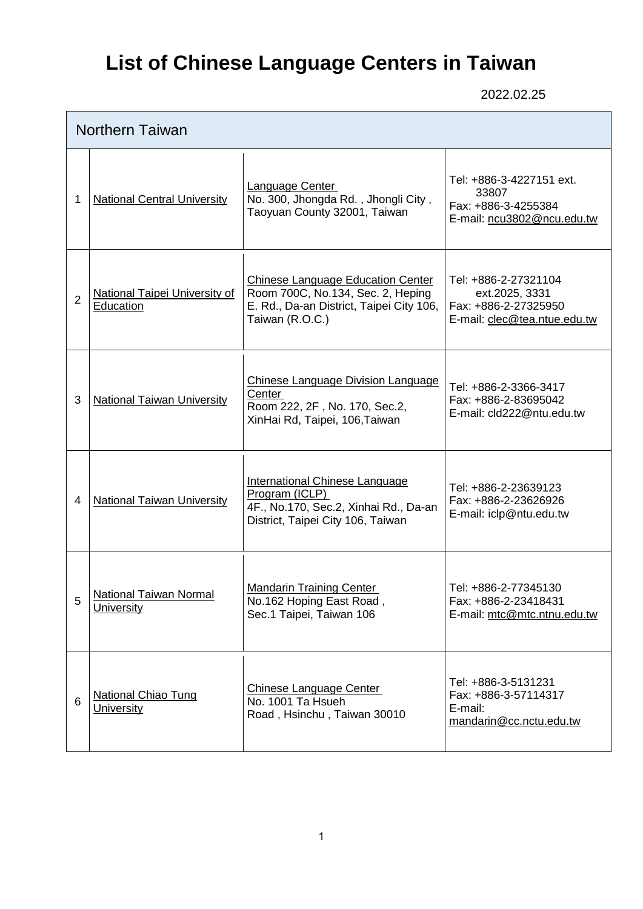# List of Chinese Language Centers in Taiwan

2022.02.25

| Northern Taiwan | | | |
|---|---|---|---|
| 1 | National Central University | Language Center<br>No. 300, Jhongda Rd. , Jhongli City , Taoyuan County 32001, Taiwan | Tel: +886-3-4227151 ext. 33807<br>Fax: +886-3-4255384<br>E-mail: ncu3802@ncu.edu.tw |
| 2 | National Taipei University of Education | Chinese Language Education Center<br>Room 700C, No.134, Sec. 2, Heping E. Rd., Da-an District, Taipei City 106, Taiwan (R.O.C.) | Tel: +886-2-27321104 ext.2025, 3331<br>Fax: +886-2-27325950<br>E-mail: clec@tea.ntue.edu.tw |
| 3 | National Taiwan University | Chinese Language Division Language Center<br>Room 222, 2F , No. 170, Sec.2, XinHai Rd, Taipei, 106,Taiwan | Tel: +886-2-3366-3417<br>Fax: +886-2-83695042<br>E-mail: cld222@ntu.edu.tw |
| 4 | National Taiwan University | International Chinese Language Program (ICLP)<br>4F., No.170, Sec.2, Xinhai Rd., Da-an District, Taipei City 106, Taiwan | Tel: +886-2-23639123<br>Fax: +886-2-23626926<br>E-mail: iclp@ntu.edu.tw |
| 5 | National Taiwan Normal University | Mandarin Training Center<br>No.162 Hoping East Road , Sec.1 Taipei, Taiwan 106 | Tel: +886-2-77345130<br>Fax: +886-2-23418431<br>E-mail: mtc@mtc.ntnu.edu.tw |
| 6 | National Chiao Tung University | Chinese Language Center<br>No. 1001 Ta Hsueh Road , Hsinchu , Taiwan 30010 | Tel: +886-3-5131231<br>Fax: +886-3-57114317<br>E-mail: mandarin@cc.nctu.edu.tw |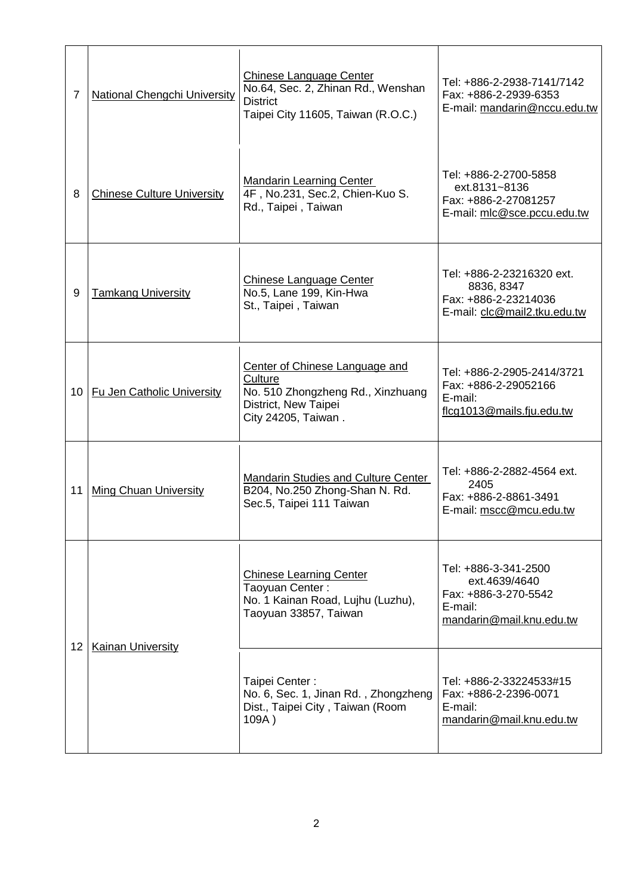| | | | |
|---|---|---|---|
| 7 | National Chengchi University | Chinese Language Center<br>No.64, Sec. 2, Zhinan Rd., Wenshan District<br>Taipei City 11605, Taiwan (R.O.C.) | Tel: +886-2-2938-7141/7142<br>Fax: +886-2-2939-6353<br>E-mail: mandarin@nccu.edu.tw |
| 8 | Chinese Culture University | Mandarin Learning Center<br>4F , No.231, Sec.2, Chien-Kuo S. Rd., Taipei , Taiwan | Tel: +886-2-2700-5858 ext.8131~8136<br>Fax: +886-2-27081257<br>E-mail: mlc@sce.pccu.edu.tw |
| 9 | Tamkang University | Chinese Language Center<br>No.5, Lane 199, Kin-Hwa St., Taipei , Taiwan | Tel: +886-2-23216320 ext. 8836, 8347<br>Fax: +886-2-23214036<br>E-mail: clc@mail2.tku.edu.tw |
| 10 | Fu Jen Catholic University | Center of Chinese Language and Culture<br>No. 510 Zhongzheng Rd., Xinzhuang District, New Taipei City 24205, Taiwan . | Tel: +886-2-2905-2414/3721<br>Fax: +886-2-29052166<br>E-mail: flcg1013@mails.fju.edu.tw |
| 11 | Ming Chuan University | Mandarin Studies and Culture Center<br>B204, No.250 Zhong-Shan N. Rd. Sec.5, Taipei 111 Taiwan | Tel: +886-2-2882-4564 ext. 2405<br>Fax: +886-2-8861-3491<br>E-mail: mscc@mcu.edu.tw |
| 12 | Kainan University | Chinese Learning Center<br>Taoyuan Center :<br>No. 1 Kainan Road, Lujhu (Luzhu), Taoyuan 33857, Taiwan | Tel: +886-3-341-2500 ext.4639/4640<br>Fax: +886-3-270-5542<br>E-mail: mandarin@mail.knu.edu.tw |
| | | Taipei Center :<br>No. 6, Sec. 1, Jinan Rd. , Zhongzheng Dist., Taipei City , Taiwan (Room 109A ) | Tel: +886-2-33224533#15<br>Fax: +886-2-2396-0071<br>E-mail: mandarin@mail.knu.edu.tw |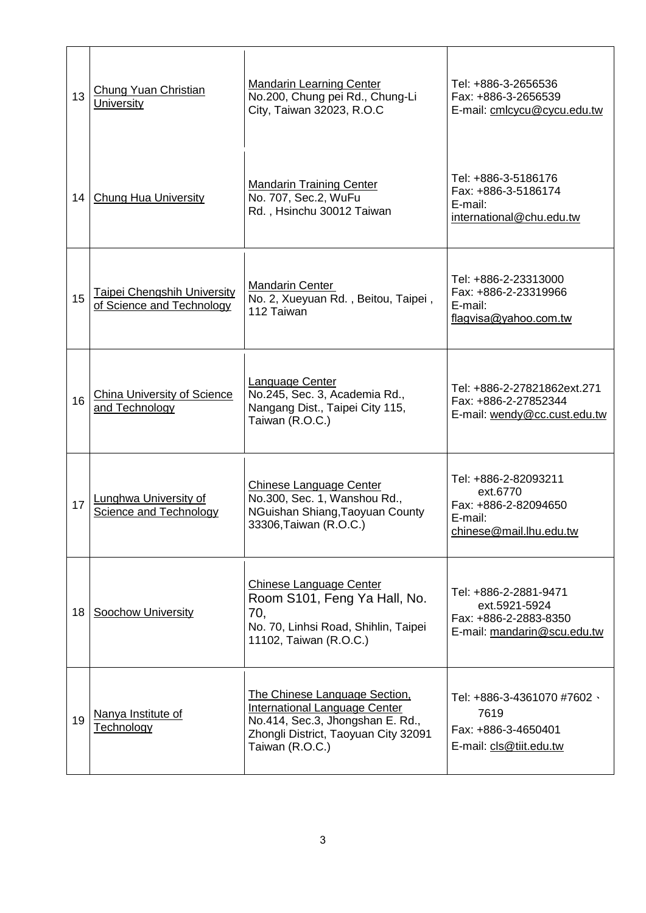| | | | |
|---|---|---|---|
| 13 | Chung Yuan Christian University | Mandarin Learning Center<br>No.200, Chung pei Rd., Chung-Li City, Taiwan 32023, R.O.C | Tel: +886-3-2656536<br>Fax: +886-3-2656539<br>E-mail: cmlcycu@cycu.edu.tw |
| 14 | Chung Hua University | Mandarin Training Center<br>No. 707, Sec.2, WuFu Rd. , Hsinchu 30012 Taiwan | Tel: +886-3-5186176<br>Fax: +886-3-5186174<br>E-mail: international@chu.edu.tw |
| 15 | Taipei Chengshih University of Science and Technology | Mandarin Center<br>No. 2, Xueyuan Rd. , Beitou, Taipei , 112 Taiwan | Tel: +886-2-23313000<br>Fax: +886-2-23319966<br>E-mail: flagvisa@yahoo.com.tw |
| 16 | China University of Science and Technology | Language Center<br>No.245, Sec. 3, Academia Rd., Nangang Dist., Taipei City 115, Taiwan (R.O.C.) | Tel: +886-2-27821862ext.271<br>Fax: +886-2-27852344<br>E-mail: wendy@cc.cust.edu.tw |
| 17 | Lunghwa University of Science and Technology | Chinese Language Center<br>No.300, Sec. 1, Wanshou Rd., NGuishan Shiang,Taoyuan County 33306,Taiwan (R.O.C.) | Tel: +886-2-82093211 ext.6770<br>Fax: +886-2-82094650<br>E-mail: chinese@mail.lhu.edu.tw |
| 18 | Soochow University | Chinese Language Center<br>Room S101, Feng Ya Hall, No. 70,<br>No. 70, Linhsi Road, Shihlin, Taipei 11102, Taiwan (R.O.C.) | Tel: +886-2-2881-9471 ext.5921-5924<br>Fax: +886-2-2883-8350<br>E-mail: mandarin@scu.edu.tw |
| 19 | Nanya Institute of Technology | The Chinese Language Section, International Language Center<br>No.414, Sec.3, Jhongshan E. Rd., Zhongli District, Taoyuan City 32091 Taiwan (R.O.C.) | Tel: +886-3-4361070 #7602、7619<br>Fax: +886-3-4650401<br>E-mail: cls@tiit.edu.tw |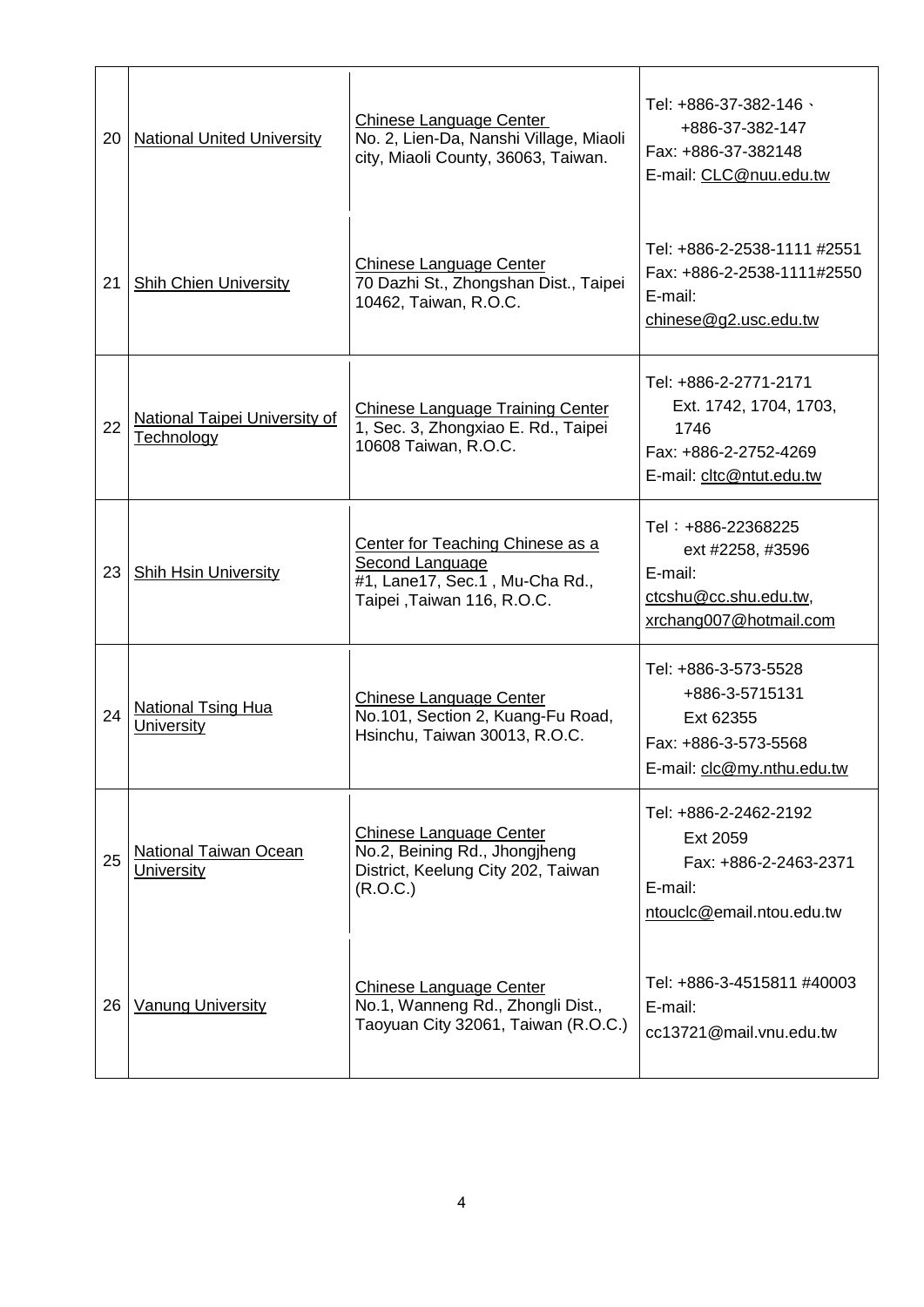| | | | |
|---|---|---|---|
| 20 | National United University | Chinese Language Center<br>No. 2, Lien-Da, Nanshi Village, Miaoli city, Miaoli County, 36063, Taiwan. | Tel: +886-37-382-146、<br>+886-37-382-147<br>Fax: +886-37-382148<br>E-mail: CLC@nuu.edu.tw |
| 21 | Shih Chien University | Chinese Language Center<br>70 Dazhi St., Zhongshan Dist., Taipei 10462, Taiwan, R.O.C. | Tel: +886-2-2538-1111 #2551<br>Fax: +886-2-2538-1111#2550<br>E-mail:<br>chinese@g2.usc.edu.tw |
| 22 | National Taipei University of Technology | Chinese Language Training Center<br>1, Sec. 3, Zhongxiao E. Rd., Taipei 10608 Taiwan, R.O.C. | Tel: +886-2-2771-2171<br>Ext. 1742, 1704, 1703, 1746<br>Fax: +886-2-2752-4269<br>E-mail: cltc@ntut.edu.tw |
| 23 | Shih Hsin University | Center for Teaching Chinese as a Second Language<br>#1, Lane17, Sec.1 , Mu-Cha Rd., Taipei ,Taiwan 116, R.O.C. | Tel：+886-22368225<br>ext #2258, #3596<br>E-mail:<br>ctcshu@cc.shu.edu.tw,<br>xrchang007@hotmail.com |
| 24 | National Tsing Hua University | Chinese Language Center<br>No.101, Section 2, Kuang-Fu Road, Hsinchu, Taiwan 30013, R.O.C. | Tel: +886-3-573-5528<br>+886-3-5715131<br>Ext 62355<br>Fax: +886-3-573-5568<br>E-mail: clc@my.nthu.edu.tw |
| 25 | National Taiwan Ocean University | Chinese Language Center<br>No.2, Beining Rd., Jhongjheng District, Keelung City 202, Taiwan (R.O.C.) | Tel: +886-2-2462-2192<br>Ext 2059<br>Fax: +886-2-2463-2371<br>E-mail:<br>ntouclc@email.ntou.edu.tw |
| 26 | Vanung University | Chinese Language Center<br>No.1, Wanneng Rd., Zhongli Dist., Taoyuan City 32061, Taiwan (R.O.C.) | Tel: +886-3-4515811 #40003<br>E-mail:<br>cc13721@mail.vnu.edu.tw |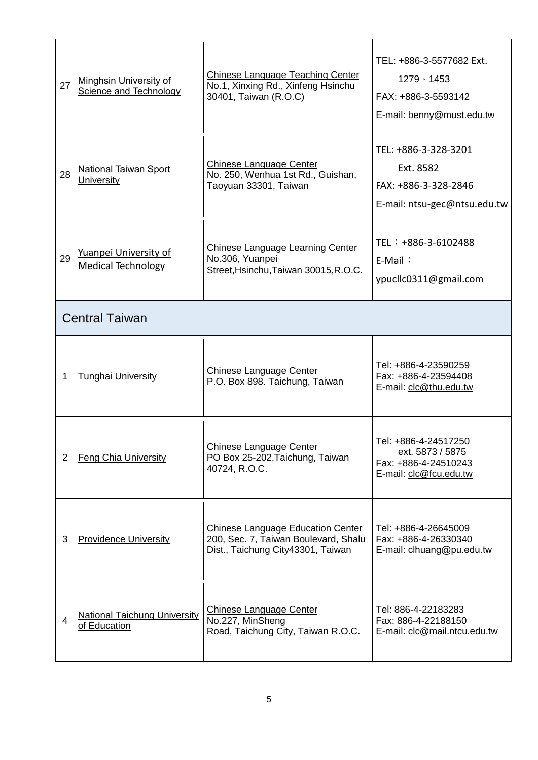| 27 | Minghsin University of Science and Technology | Chinese Language Teaching Center<br>No.1, Xinxing Rd., Xinfeng Hsinchu 30401, Taiwan (R.O.C) | TEL: +886-3-5577682 Ext. 1279、1453<br>FAX: +886-3-5593142<br>E-mail: benny@must.edu.tw |
|---|---|---|---|
| 28 | National Taiwan Sport University | Chinese Language Center<br>No. 250, Wenhua 1st Rd., Guishan, Taoyuan 33301, Taiwan | TEL: +886-3-328-3201 Ext. 8582<br>FAX: +886-3-328-2846<br>E-mail: ntsu-gec@ntsu.edu.tw |
| 29 | Yuanpei University of Medical Technology | Chinese Language Learning Center<br>No.306, Yuanpei Street,Hsinchu,Taiwan 30015,R.O.C. | TEL：+886-3-6102488<br>E-Mail：<br>ypucllc0311@gmail.com |

## Central Taiwan

| 1 | Tunghai University | Chinese Language Center<br>P.O. Box 898. Taichung, Taiwan | Tel: +886-4-23590259<br>Fax: +886-4-23594408<br>E-mail: clc@thu.edu.tw |
|---|---|---|---|
| 2 | Feng Chia University | Chinese Language Center<br>PO Box 25-202,Taichung, Taiwan 40724, R.O.C. | Tel: +886-4-24517250 ext. 5873 / 5875<br>Fax: +886-4-24510243<br>E-mail: clc@fcu.edu.tw |
| 3 | Providence University | Chinese Language Education Center<br>200, Sec. 7, Taiwan Boulevard, Shalu Dist., Taichung City43301, Taiwan | Tel: +886-4-26645009<br>Fax: +886-4-26330340<br>E-mail: clhuang@pu.edu.tw |
| 4 | National Taichung University of Education | Chinese Language Center<br>No.227, MinSheng Road, Taichung City, Taiwan R.O.C. | Tel: 886-4-22183283<br>Fax: 886-4-22188150<br>E-mail: clc@mail.ntcu.edu.tw |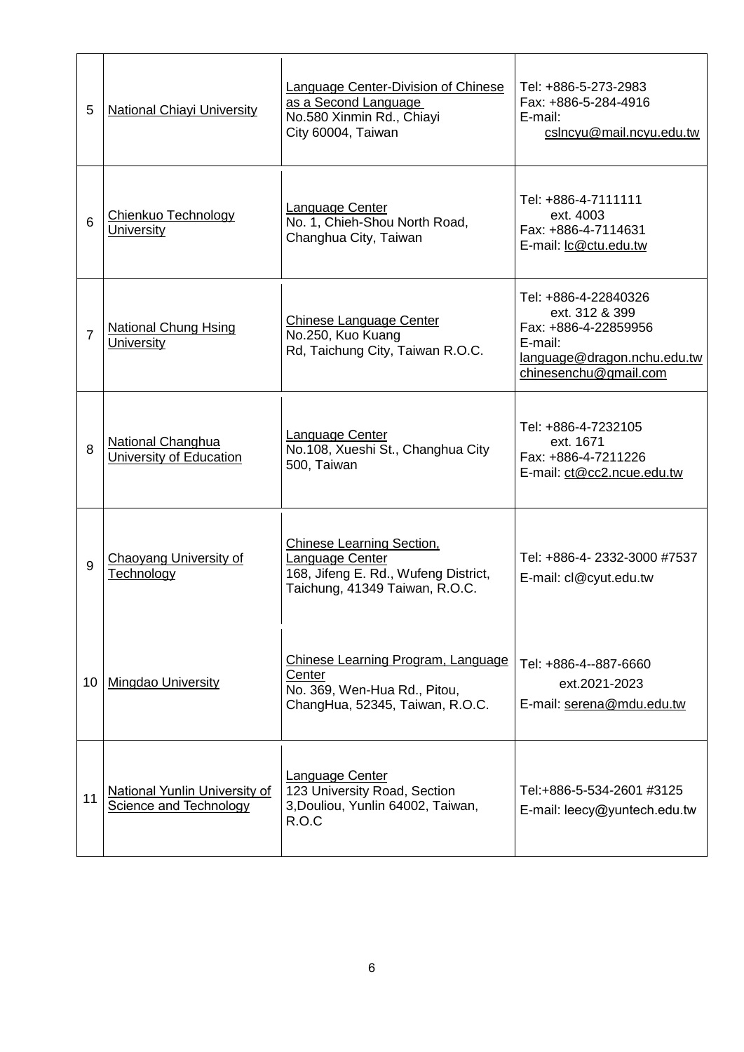| 5 | National Chiayi University | Language Center-Division of Chinese as a Second Language<br>No.580 Xinmin Rd., Chiayi City 60004, Taiwan | Tel: +886-5-273-2983<br>Fax: +886-5-284-4916<br>E-mail: cslncyu@mail.ncyu.edu.tw |
|---|---|---|---|
| 6 | Chienkuo Technology University | Language Center<br>No. 1, Chieh-Shou North Road, Changhua City, Taiwan | Tel: +886-4-7111111 ext. 4003<br>Fax: +886-4-7114631<br>E-mail: lc@ctu.edu.tw |
| 7 | National Chung Hsing University | Chinese Language Center<br>No.250, Kuo Kuang Rd, Taichung City, Taiwan R.O.C. | Tel: +886-4-22840326 ext. 312 & 399<br>Fax: +886-4-22859956<br>E-mail: language@dragon.nchu.edu.tw chinesenchu@gmail.com |
| 8 | National Changhua University of Education | Language Center<br>No.108, Xueshi St., Changhua City 500, Taiwan | Tel: +886-4-7232105 ext. 1671<br>Fax: +886-4-7211226<br>E-mail: ct@cc2.ncue.edu.tw |
| 9 | Chaoyang University of Technology | Chinese Learning Section, Language Center<br>168, Jifeng E. Rd., Wufeng District, Taichung, 41349 Taiwan, R.O.C. | Tel: +886-4- 2332-3000 #7537<br>E-mail: cl@cyut.edu.tw |
| 10 | Mingdao University | Chinese Learning Program, Language Center<br>No. 369, Wen-Hua Rd., Pitou, ChangHua, 52345, Taiwan, R.O.C. | Tel: +886-4--887-6660 ext.2021-2023<br>E-mail: serena@mdu.edu.tw |
| 11 | National Yunlin University of Science and Technology | Language Center<br>123 University Road, Section 3,Douliou, Yunlin 64002, Taiwan, R.O.C | Tel:+886-5-534-2601 #3125<br>E-mail: leecy@yuntech.edu.tw |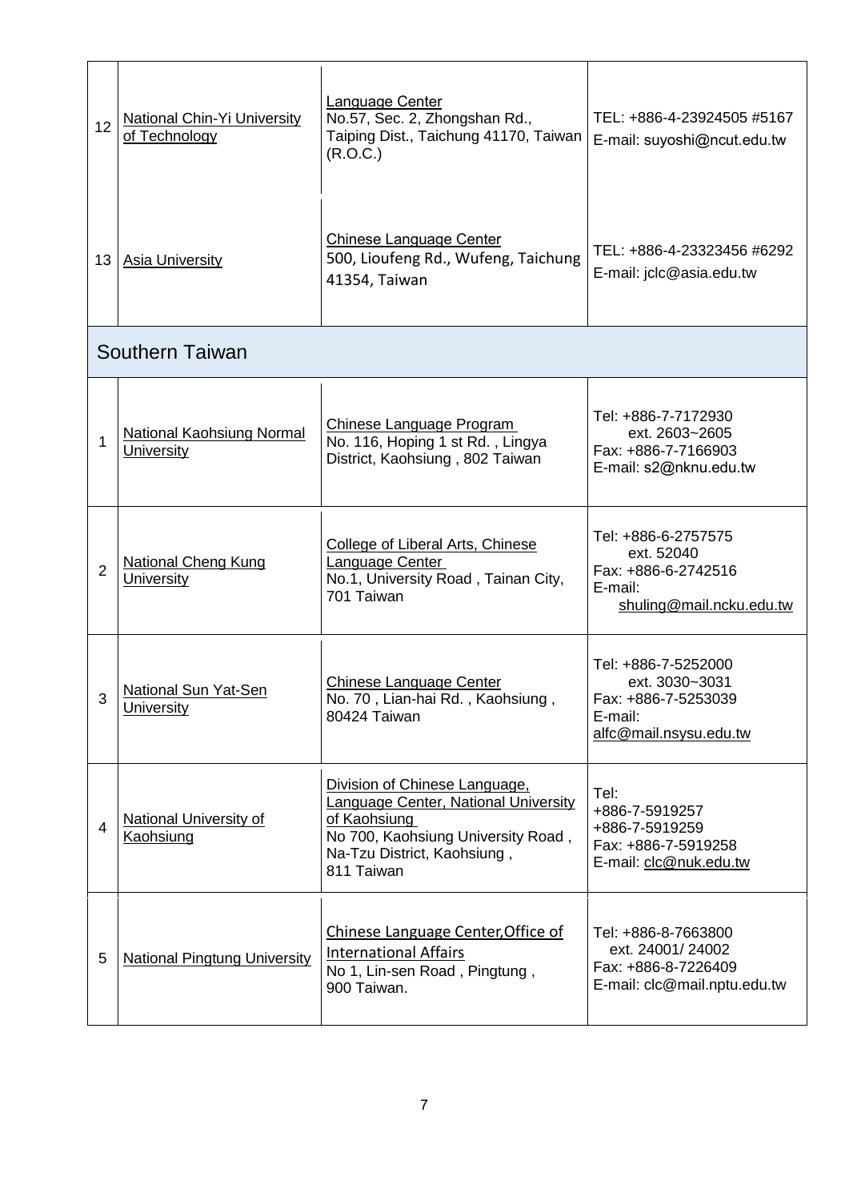| | | | |
|---|---|---|---|
| 12 | National Chin-Yi University of Technology | Language Center<br>No.57, Sec. 2, Zhongshan Rd., Taiping Dist., Taichung 41170, Taiwan (R.O.C.) | TEL: +886-4-23924505 #5167<br>E-mail: suyoshi@ncut.edu.tw |
| 13 | Asia University | Chinese Language Center<br>500, Lioufeng Rd., Wufeng, Taichung 41354, Taiwan | TEL: +886-4-23323456 #6292<br>E-mail: jclc@asia.edu.tw |
| **Southern Taiwan** | | | |
| 1 | National Kaohsiung Normal University | Chinese Language Program<br>No. 116, Hoping 1 st Rd. , Lingya District, Kaohsiung , 802 Taiwan | Tel: +886-7-7172930<br>ext. 2603~2605<br>Fax: +886-7-7166903<br>E-mail: s2@nknu.edu.tw |
| 2 | National Cheng Kung University | College of Liberal Arts, Chinese Language Center<br>No.1, University Road , Tainan City, 701 Taiwan | Tel: +886-6-2757575<br>ext. 52040<br>Fax: +886-6-2742516<br>E-mail:<br>shuling@mail.ncku.edu.tw |
| 3 | National Sun Yat-Sen University | Chinese Language Center<br>No. 70 , Lian-hai Rd. , Kaohsiung , 80424 Taiwan | Tel: +886-7-5252000<br>ext. 3030~3031<br>Fax: +886-7-5253039<br>E-mail:<br>alfc@mail.nsysu.edu.tw |
| 4 | National University of Kaohsiung | Division of Chinese Language, Language Center, National University of Kaohsiung<br>No 700, Kaohsiung University Road , Na-Tzu District, Kaohsiung , 811 Taiwan | Tel:<br>+886-7-5919257<br>+886-7-5919259<br>Fax: +886-7-5919258<br>E-mail: clc@nuk.edu.tw |
| 5 | National Pingtung University | Chinese Language Center,Office of International Affairs<br>No 1, Lin-sen Road , Pingtung , 900 Taiwan. | Tel: +886-8-7663800<br>ext. 24001/ 24002<br>Fax: +886-8-7226409<br>E-mail: clc@mail.nptu.edu.tw |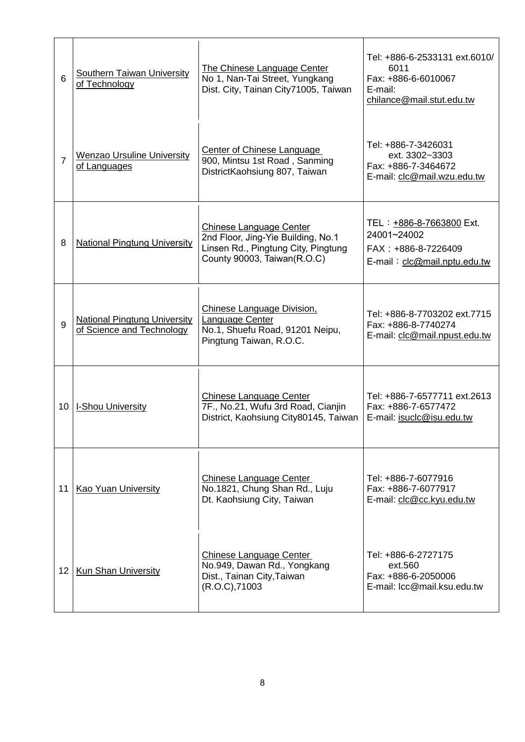| | | | |
|---|---|---|---|
| 6 | Southern Taiwan University of Technology | The Chinese Language Center<br>No 1, Nan-Tai Street, Yungkang Dist. City, Tainan City71005, Taiwan | Tel: +886-6-2533131 ext.6010/ 6011<br>Fax: +886-6-6010067<br>E-mail: chilance@mail.stut.edu.tw |
| 7 | Wenzao Ursuline University of Languages | Center of Chinese Language<br>900, Mintsu 1st Road , Sanming DistrictKaohsiung 807, Taiwan | Tel: +886-7-3426031 ext. 3302~3303<br>Fax: +886-7-3464672<br>E-mail: clc@mail.wzu.edu.tw |
| 8 | National Pingtung University | Chinese Language Center<br>2nd Floor, Jing-Yie Building, No.1 Linsen Rd., Pingtung City, Pingtung County 90003, Taiwan(R.O.C) | TEL：+886-8-7663800 Ext. 24001~24002<br>FAX：+886-8-7226409<br>E-mail：clc@mail.nptu.edu.tw |
| 9 | National Pingtung University of Science and Technology | Chinese Language Division, Language Center<br>No.1, Shuefu Road, 91201 Neipu, Pingtung Taiwan, R.O.C. | Tel: +886-8-7703202 ext.7715<br>Fax: +886-8-7740274<br>E-mail: clc@mail.npust.edu.tw |
| 10 | I-Shou University | Chinese Language Center<br>7F., No.21, Wufu 3rd Road, Cianjin District, Kaohsiung City80145, Taiwan | Tel: +886-7-6577711 ext.2613<br>Fax: +886-7-6577472<br>E-mail: isuclc@isu.edu.tw |
| 11 | Kao Yuan University | Chinese Language Center<br>No.1821, Chung Shan Rd., Luju Dt. Kaohsiung City, Taiwan | Tel: +886-7-6077916<br>Fax: +886-7-6077917<br>E-mail: clc@cc.kyu.edu.tw |
| 12 | Kun Shan University | Chinese Language Center<br>No.949, Dawan Rd., Yongkang Dist., Tainan City,Taiwan (R.O.C),71003 | Tel: +886-6-2727175 ext.560<br>Fax: +886-6-2050006<br>E-mail: lcc@mail.ksu.edu.tw |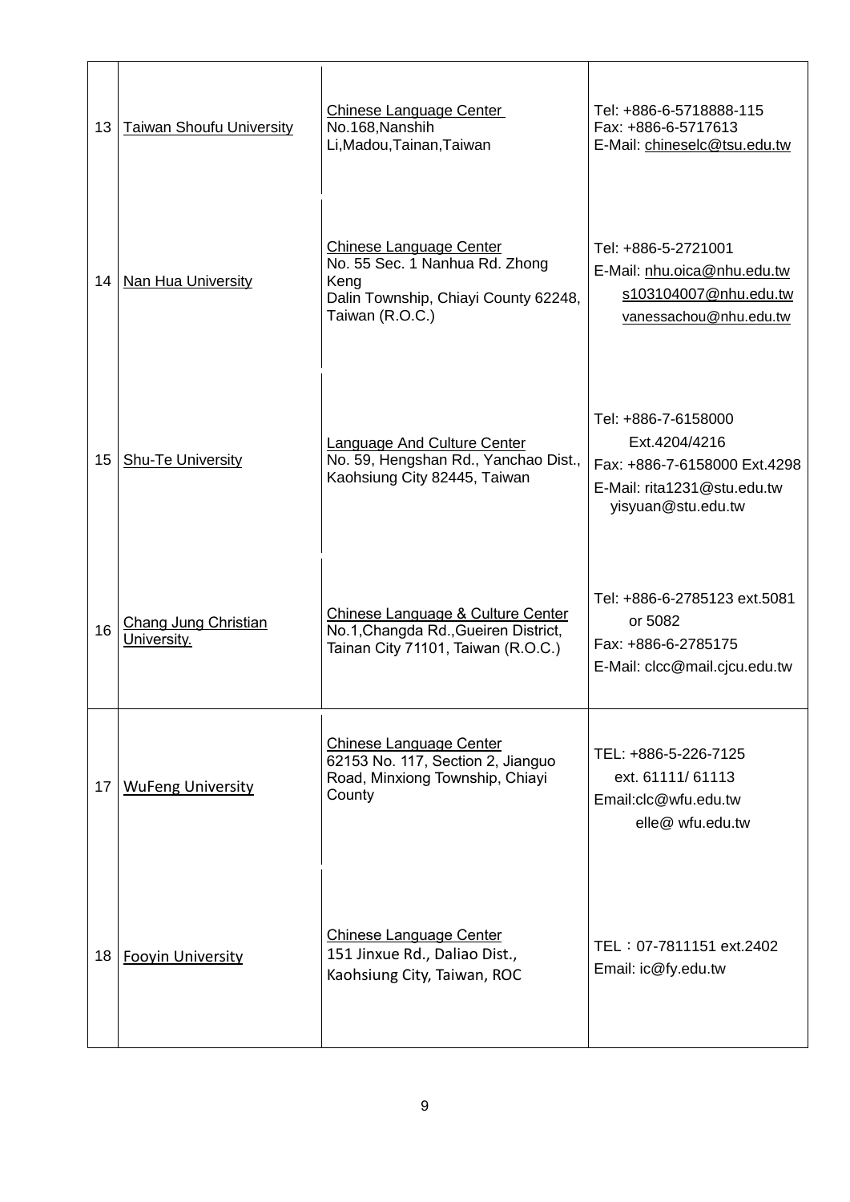| 13 | Taiwan Shoufu University | Chinese Language Center<br>No.168,Nanshih Li,Madou,Tainan,Taiwan | Tel: +886-6-5718888-115<br>Fax: +886-6-5717613<br>E-Mail: chineselc@tsu.edu.tw |
|---|---|---|---|
| 14 | Nan Hua University | Chinese Language Center<br>No. 55 Sec. 1 Nanhua Rd. Zhong Keng<br>Dalin Township, Chiayi County 62248, Taiwan (R.O.C.) | Tel: +886-5-2721001<br>E-Mail: nhu.oica@nhu.edu.tw<br>s103104007@nhu.edu.tw<br>vanessachou@nhu.edu.tw |
| 15 | Shu-Te University | Language And Culture Center<br>No. 59, Hengshan Rd., Yanchao Dist., Kaohsiung City 82445, Taiwan | Tel: +886-7-6158000 Ext.4204/4216<br>Fax: +886-7-6158000 Ext.4298<br>E-Mail: rita1231@stu.edu.tw<br>yisyuan@stu.edu.tw |
| 16 | Chang Jung Christian University. | Chinese Language & Culture Center<br>No.1,Changda Rd.,Gueiren District, Tainan City 71101, Taiwan (R.O.C.) | Tel: +886-6-2785123 ext.5081 or 5082<br>Fax: +886-6-2785175<br>E-Mail: clcc@mail.cjcu.edu.tw |
| 17 | WuFeng University | Chinese Language Center<br>62153 No. 117, Section 2, Jianguo Road, Minxiong Township, Chiayi County | TEL: +886-5-226-7125 ext. 61111/ 61113<br>Email:clc@wfu.edu.tw<br>elle@ wfu.edu.tw |
| 18 | Fooyin University | Chinese Language Center<br>151 Jinxue Rd., Daliao Dist., Kaohsiung City, Taiwan, ROC | TEL：07-7811151 ext.2402<br>Email: ic@fy.edu.tw |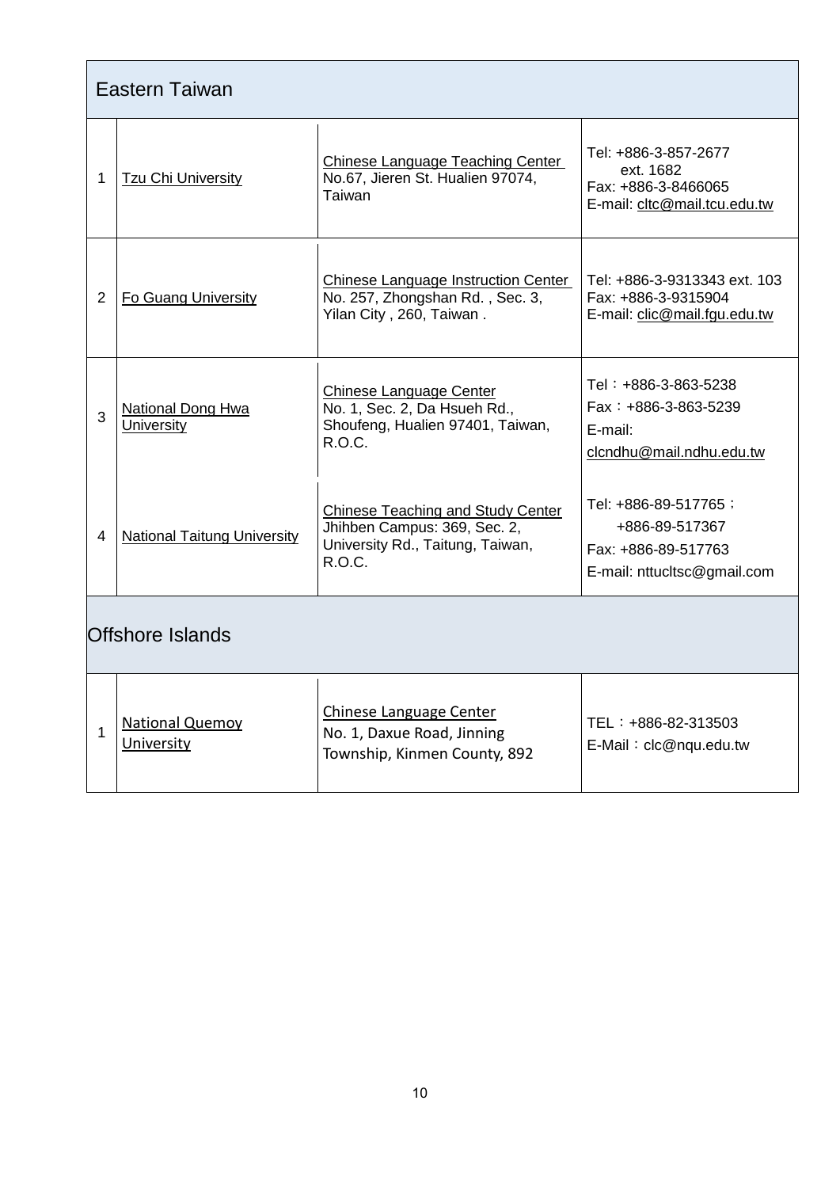| | | | |
|---|---|---|---|
| **Eastern Taiwan** | | | |
| 1 | Tzu Chi University | Chinese Language Teaching Center<br>No.67, Jieren St. Hualien 97074, Taiwan | Tel: +886-3-857-2677 ext. 1682<br>Fax: +886-3-8466065<br>E-mail: cltc@mail.tcu.edu.tw |
| 2 | Fo Guang University | Chinese Language Instruction Center<br>No. 257, Zhongshan Rd. , Sec. 3, Yilan City , 260, Taiwan . | Tel: +886-3-9313343 ext. 103<br>Fax: +886-3-9315904<br>E-mail: clic@mail.fgu.edu.tw |
| 3 | National Dong Hwa University | Chinese Language Center<br>No. 1, Sec. 2, Da Hsueh Rd., Shoufeng, Hualien 97401, Taiwan, R.O.C. | Tel：+886-3-863-5238<br>Fax：+886-3-863-5239<br>E-mail: clcndhu@mail.ndhu.edu.tw |
| 4 | National Taitung University | Chinese Teaching and Study Center<br>Jhihben Campus: 369, Sec. 2, University Rd., Taitung, Taiwan, R.O.C. | Tel: +886-89-517765；+886-89-517367<br>Fax: +886-89-517763<br>E-mail: nttucltsc@gmail.com |
| **Offshore Islands** | | | |
| 1 | National Quemoy University | Chinese Language Center<br>No. 1, Daxue Road, Jinning Township, Kinmen County, 892 | TEL：+886-82-313503<br>E-Mail：clc@nqu.edu.tw |